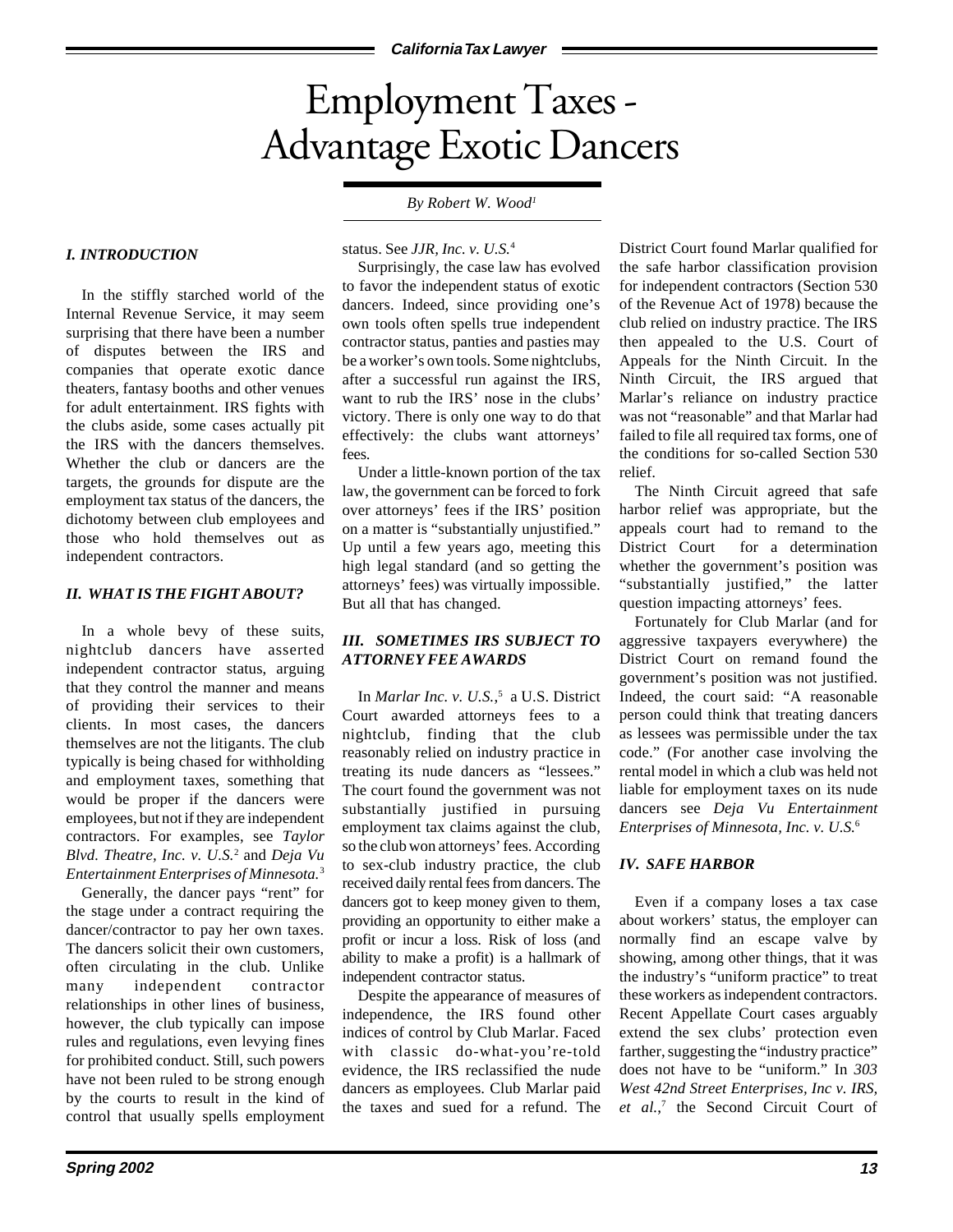# Employment Taxes - Advantage Exotic Dancers

*By Robert W. Wood*[1]

### I. INTRODUCTION

In the stiffly starched world of the Internal Revenue Service, it may seem surprising that there have been a number of disputes between the IRS and companies that operate exotic dance theaters, fantasy booths and other venues for adult entertainment. IRS fights with the clubs aside, some cases actually pit the IRS with the dancers themselves. Whether the club or dancers are the targets, the grounds for dispute are the employment tax status of the dancers, the dichotomy between club employees and those who hold themselves out as independent contractors.

### II. WHAT IS THE FIGHT ABOUT?

In a whole bevy of these suits, nightclub dancers have asserted independent contractor status, arguing that they control the manner and means of providing their services to their clients. In most cases, the dancers themselves are not the litigants. The club typically is being chased for withholding and employment taxes, something that would be proper if the dancers were employees, but not if they are independent contractors. For examples, see *Taylor Blvd. Theatre, Inc. v. U.S.*[2] and *Deja Vu Entertainment Enterprises of Minnesota.*[3]

Generally, the dancer pays "rent" for the stage under a contract requiring the dancer/contractor to pay her own taxes. The dancers solicit their own customers, often circulating in the club. Unlike many independent contractor relationships in other lines of business, however, the club typically can impose rules and regulations, even levying fines for prohibited conduct. Still, such powers have not been ruled to be strong enough by the courts to result in the kind of control that usually spells employment status. See *JJR, Inc. v. U.S.*[4]

Surprisingly, the case law has evolved to favor the independent status of exotic dancers. Indeed, since providing one's own tools often spells true independent contractor status, panties and pasties may be a worker's own tools. Some nightclubs, after a successful run against the IRS, want to rub the IRS' nose in the clubs' victory. There is only one way to do that effectively: the clubs want attorneys' fees.

Under a little-known portion of the tax law, the government can be forced to fork over attorneys' fees if the IRS' position on a matter is "substantially unjustified." Up until a few years ago, meeting this high legal standard (and so getting the attorneys' fees) was virtually impossible. But all that has changed.

### III. SOMETIMES IRS SUBJECT TO ATTORNEY FEE AWARDS

In *Marlar Inc. v. U.S.*,[5] a U.S. District Court awarded attorneys fees to a nightclub, finding that the club reasonably relied on industry practice in treating its nude dancers as "lessees." The court found the government was not substantially justified in pursuing employment tax claims against the club, so the club won attorneys' fees. According to sex-club industry practice, the club received daily rental fees from dancers. The dancers got to keep money given to them, providing an opportunity to either make a profit or incur a loss. Risk of loss (and ability to make a profit) is a hallmark of independent contractor status.

Despite the appearance of measures of independence, the IRS found other indices of control by Club Marlar. Faced with classic do-what-you're-told evidence, the IRS reclassified the nude dancers as employees. Club Marlar paid the taxes and sued for a refund. The District Court found Marlar qualified for the safe harbor classification provision for independent contractors (Section 530 of the Revenue Act of 1978) because the club relied on industry practice. The IRS then appealed to the U.S. Court of Appeals for the Ninth Circuit. In the Ninth Circuit, the IRS argued that Marlar's reliance on industry practice was not "reasonable" and that Marlar had failed to file all required tax forms, one of the conditions for so-called Section 530 relief.

The Ninth Circuit agreed that safe harbor relief was appropriate, but the appeals court had to remand to the District Court for a determination whether the government's position was "substantially justified," the latter question impacting attorneys' fees.

Fortunately for Club Marlar (and for aggressive taxpayers everywhere) the District Court on remand found the government's position was not justified. Indeed, the court said: "A reasonable person could think that treating dancers as lessees was permissible under the tax code." (For another case involving the rental model in which a club was held not liable for employment taxes on its nude dancers see *Deja Vu Entertainment Enterprises of Minnesota, Inc. v. U.S.*[6]

### IV. SAFE HARBOR

Even if a company loses a tax case about workers' status, the employer can normally find an escape valve by showing, among other things, that it was the industry's "uniform practice" to treat these workers as independent contractors. Recent Appellate Court cases arguably extend the sex clubs' protection even farther, suggesting the "industry practice" does not have to be "uniform." In *303 West 42nd Street Enterprises, Inc v. IRS, et al.*,[7] the Second Circuit Court of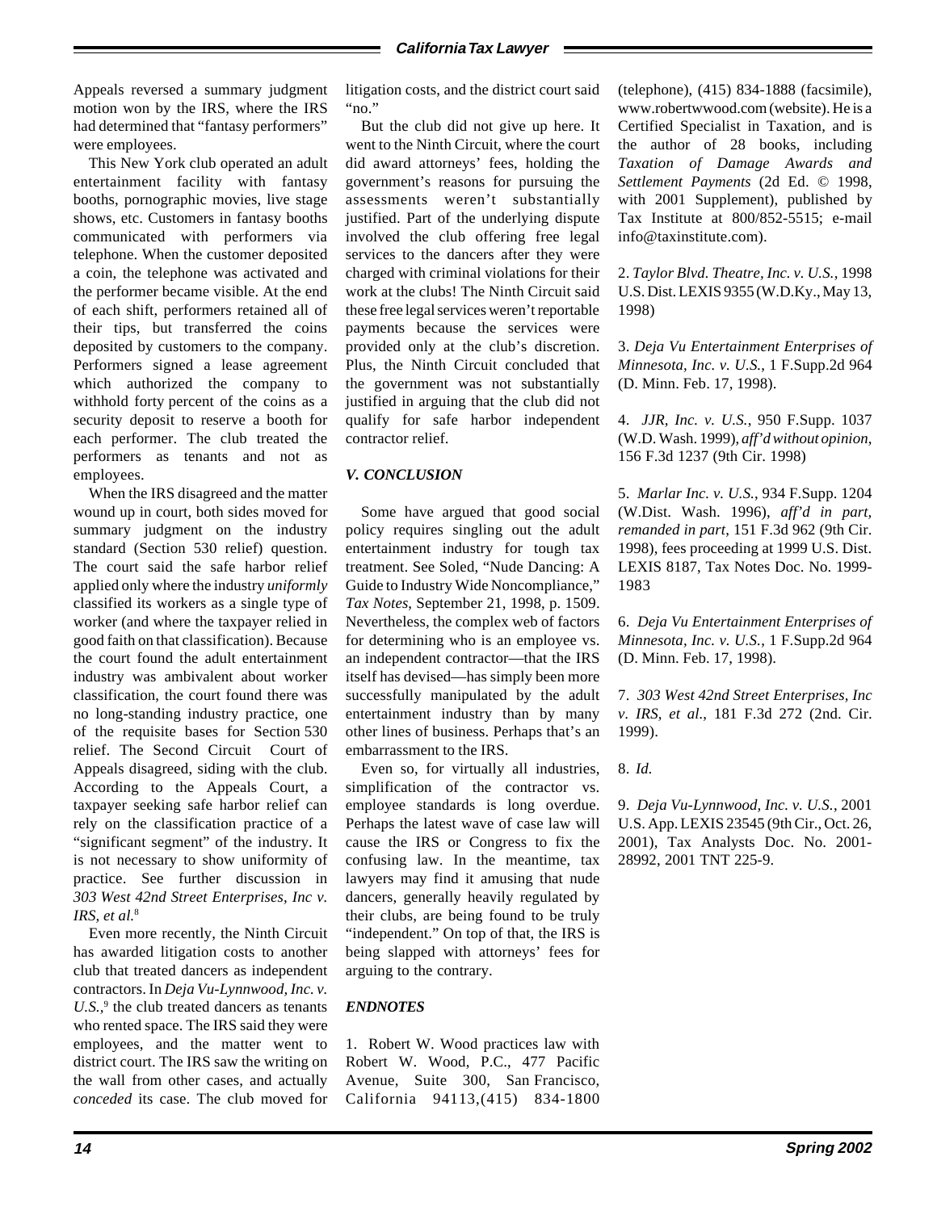Appeals reversed a summary judgment motion won by the IRS, where the IRS had determined that "fantasy performers" were employees.

This New York club operated an adult entertainment facility with fantasy booths, pornographic movies, live stage shows, etc. Customers in fantasy booths communicated with performers via telephone. When the customer deposited a coin, the telephone was activated and the performer became visible. At the end of each shift, performers retained all of their tips, but transferred the coins deposited by customers to the company. Performers signed a lease agreement which authorized the company to withhold forty percent of the coins as a security deposit to reserve a booth for each performer. The club treated the performers as tenants and not as employees.

When the IRS disagreed and the matter wound up in court, both sides moved for summary judgment on the industry standard (Section 530 relief) question. The court said the safe harbor relief applied only where the industry *uniformly* classified its workers as a single type of worker (and where the taxpayer relied in good faith on that classification). Because the court found the adult entertainment industry was ambivalent about worker classification, the court found there was no long-standing industry practice, one of the requisite bases for Section 530 relief. The Second Circuit Court of Appeals disagreed, siding with the club. According to the Appeals Court, a taxpayer seeking safe harbor relief can rely on the classification practice of a "significant segment" of the industry. It is not necessary to show uniformity of practice. See further discussion in *303 West 42nd Street Enterprises, Inc v. IRS, et al.*[8]

Even more recently, the Ninth Circuit has awarded litigation costs to another club that treated dancers as independent contractors. In *Deja Vu-Lynnwood, Inc. v. U.S.*,[9] the club treated dancers as tenants who rented space. The IRS said they were employees, and the matter went to district court. The IRS saw the writing on the wall from other cases, and actually *conceded* its case. The club moved for litigation costs, and the district court said "no."

But the club did not give up here. It went to the Ninth Circuit, where the court did award attorneys' fees, holding the government's reasons for pursuing the assessments weren't substantially justified. Part of the underlying dispute involved the club offering free legal services to the dancers after they were charged with criminal violations for their work at the clubs! The Ninth Circuit said these free legal services weren't reportable payments because the services were provided only at the club's discretion. Plus, the Ninth Circuit concluded that the government was not substantially justified in arguing that the club did not qualify for safe harbor independent contractor relief.

### *V. CONCLUSION*

Some have argued that good social policy requires singling out the adult entertainment industry for tough tax treatment. See Soled, "Nude Dancing: A Guide to Industry Wide Noncompliance," *Tax Notes*, September 21, 1998, p. 1509. Nevertheless, the complex web of factors for determining who is an employee vs. an independent contractor—that the IRS itself has devised—has simply been more successfully manipulated by the adult entertainment industry than by many other lines of business. Perhaps that's an embarrassment to the IRS.

Even so, for virtually all industries, simplification of the contractor vs. employee standards is long overdue. Perhaps the latest wave of case law will cause the IRS or Congress to fix the confusing law. In the meantime, tax lawyers may find it amusing that nude dancers, generally heavily regulated by their clubs, are being found to be truly "independent." On top of that, the IRS is being slapped with attorneys' fees for arguing to the contrary.

### *ENDNOTES*

1. Robert W. Wood practices law with Robert W. Wood, P.C., 477 Pacific Avenue, Suite 300, San Francisco, California 94113,(415) 834-1800 (telephone), (415) 834-1888 (facsimile), www.robertwwood.com (website). He is a Certified Specialist in Taxation, and is the author of 28 books, including *Taxation of Damage Awards and Settlement Payments* (2d Ed. © 1998, with 2001 Supplement), published by Tax Institute at 800/852-5515; e-mail info@taxinstitute.com).

2. *Taylor Blvd. Theatre, Inc. v. U.S.*, 1998 U.S. Dist. LEXIS 9355 (W.D.Ky., May 13, 1998)

3. *Deja Vu Entertainment Enterprises of Minnesota, Inc. v. U.S.*, 1 F.Supp.2d 964 (D. Minn. Feb. 17, 1998).

4. *JJR, Inc. v. U.S.*, 950 F.Supp. 1037 (W.D. Wash. 1999), *aff'd without opinion*, 156 F.3d 1237 (9th Cir. 1998)

5. *Marlar Inc. v. U.S.*, 934 F.Supp. 1204 (W.Dist. Wash. 1996), *aff'd in part, remanded in part*, 151 F.3d 962 (9th Cir. 1998), fees proceeding at 1999 U.S. Dist. LEXIS 8187, Tax Notes Doc. No. 1999-1983

6. *Deja Vu Entertainment Enterprises of Minnesota, Inc. v. U.S.*, 1 F.Supp.2d 964 (D. Minn. Feb. 17, 1998).

7. *303 West 42nd Street Enterprises, Inc v. IRS, et al.*, 181 F.3d 272 (2nd. Cir. 1999).

8. *Id.*

9. *Deja Vu-Lynnwood, Inc. v. U.S.*, 2001 U.S. App. LEXIS 23545 (9th Cir., Oct. 26, 2001), Tax Analysts Doc. No. 2001-28992, 2001 TNT 225-9.